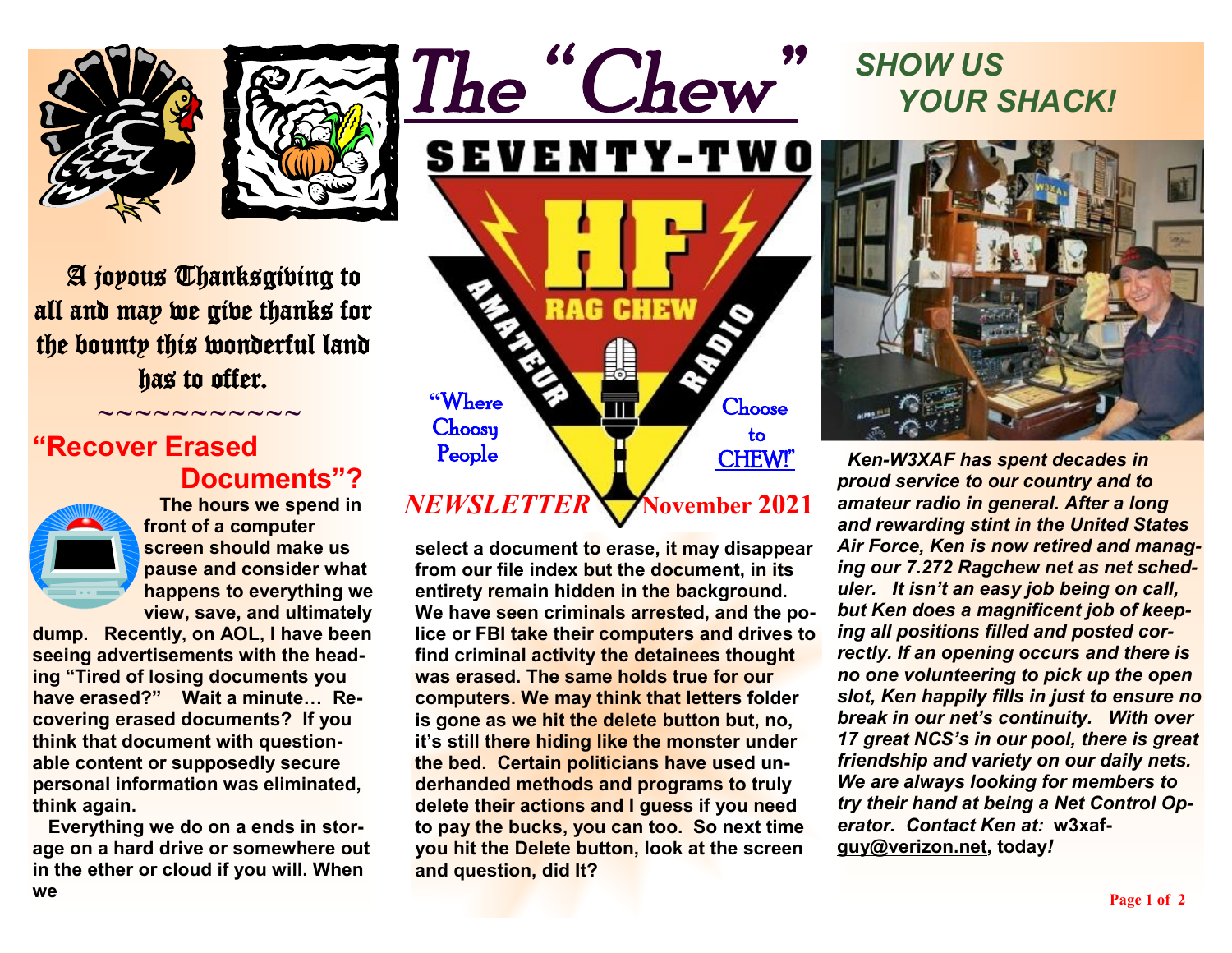# The "Chew"

SEVENTY-TWO

HF RAG CHEW AMATEUR RADIO

"Where Choosy People Choose to CHEW!"

*NEWSLETTER* **November 2021**

A joyous Thanksgiving to all and may we give thanks for the bounty this wonderful land has to offer.

~~~~~~~~~~~~

## "Recover Erased Documents"?

**The hours we spend in front of a computer screen should make us pause and consider what happens to everything we view, save, and ultimately dump. Recently, on AOL, I have been seeing advertisements with the heading "Tired of losing documents you have erased?" Wait a minute… Recovering erased documents? If you think that document with questionable content or supposedly secure personal information was eliminated, think again.**

**Everything we do on a ends in storage on a hard drive or somewhere out in the ether or cloud if you will. When we select a document to erase, it may disappear from our file index but the document, in its entirety remain hidden in the background. We have seen criminals arrested, and the police or FBI take their computers and drives to find criminal activity the detainees thought was erased. The same holds true for our computers. We may think that letters folder is gone as we hit the delete button but, no, it's still there hiding like the monster under the bed. Certain politicians have used underhanded methods and programs to truly delete their actions and I guess if you need to pay the bucks, you can too. So next time you hit the Delete button, look at the screen and question, did It?**

## *SHOW US YOUR SHACK!*

***Ken-W3XAF has spent decades in proud service to our country and to amateur radio in general. After a long and rewarding stint in the United States Air Force, Ken is now retired and managing our 7.272 Ragchew net as net scheduler. It isn't an easy job being on call, but Ken does a magnificent job of keeping all positions filled and posted correctly. If an opening occurs and there is no one volunteering to pick up the open slot, Ken happily fills in just to ensure no break in our net's continuity. With over 17 great NCS's in our pool, there is great friendship and variety on our daily nets. We are always looking for members to try their hand at being a Net Control Operator. Contact Ken at:*** **w3xafguy@verizon.net, today*!***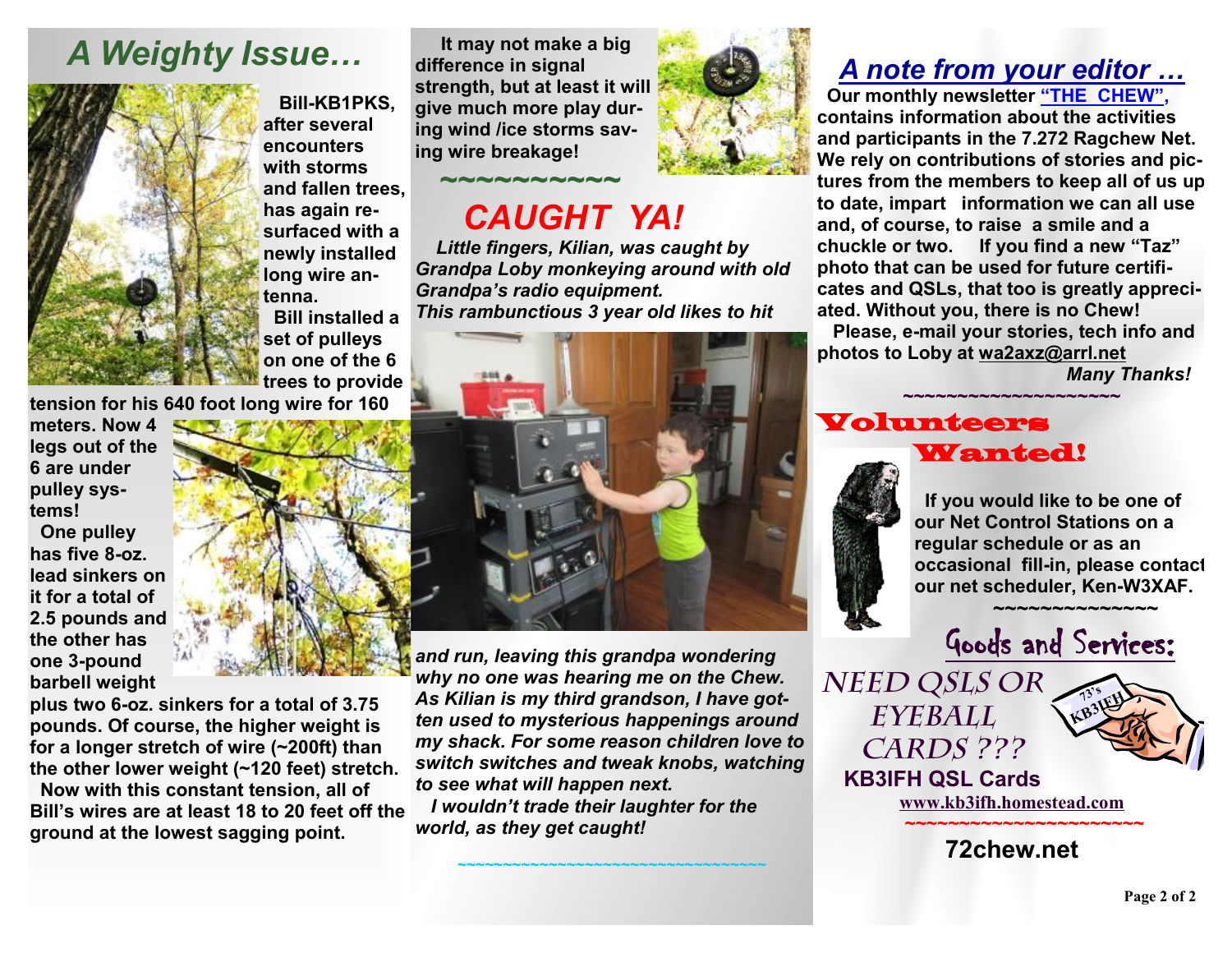# A Weighty Issue…

**Bill-KB1PKS, after several encounters with storms and fallen trees, has again resurfaced with a newly installed long wire antenna.**

**Bill installed a set of pulleys on one of the 6 trees to provide tension for his 640 foot long wire for 160 meters. Now 4 legs out of the 6 are under pulley systems!**

**One pulley has five 8-oz. lead sinkers on it for a total of 2.5 pounds and the other has one 3-pound barbell weight plus two 6-oz. sinkers for a total of 3.75 pounds. Of course, the higher weight is for a longer stretch of wire (~200ft) than the other lower weight (~120 feet) stretch.**

**Now with this constant tension, all of Bill's wires are at least 18 to 20 feet off the ground at the lowest sagging point.**

**It may not make a big difference in signal strength, but at least it will give much more play during wind /ice storms saving wire breakage!**

~~~~~~~~~~

## CAUGHT YA!

***Little fingers, Kilian, was caught by Grandpa Loby monkeying around with old Grandpa's radio equipment.***

***This rambunctious 3 year old likes to hit and run, leaving this grandpa wondering why no one was hearing me on the Chew. As Kilian is my third grandson, I have gotten used to mysterious happenings around my shack. For some reason children love to switch switches and tweak knobs, watching to see what will happen next.***

***I wouldn't trade their laughter for the world, as they get caught!***

~~~~~~~~~~~~~~~~~~~~~~~~~~~~~~~~~~

## A note from your editor …

**Our monthly newsletter "THE CHEW", contains information about the activities and participants in the 7.272 Ragchew Net. We rely on contributions of stories and pictures from the members to keep all of us up to date, impart information we can all use and, of course, to raise a smile and a chuckle or two. If you find a new "Taz" photo that can be used for future certificates and QSLs, that too is greatly appreciated. Without you, there is no Chew!**

**Please, e-mail your stories, tech info and photos to Loby at wa2axz@arrl.net**

***Many Thanks!***

~~~~~~~~~~~~~~~~~~~~

## Volunteers Wanted!

**If you would like to be one of our Net Control Stations on a regular schedule or as an occasional fill-in, please contact our net scheduler, Ken-W3XAF.**

~~~~~~~~~~~~~~~

## Goods and Services:

NEED QSLS OR EYEBALL CARDS ???

**KB3IFH QSL Cards**

www.kb3ifh.homestead.com

~~~~~~~~~~~~~~~~~~~~~~

**72chew.net**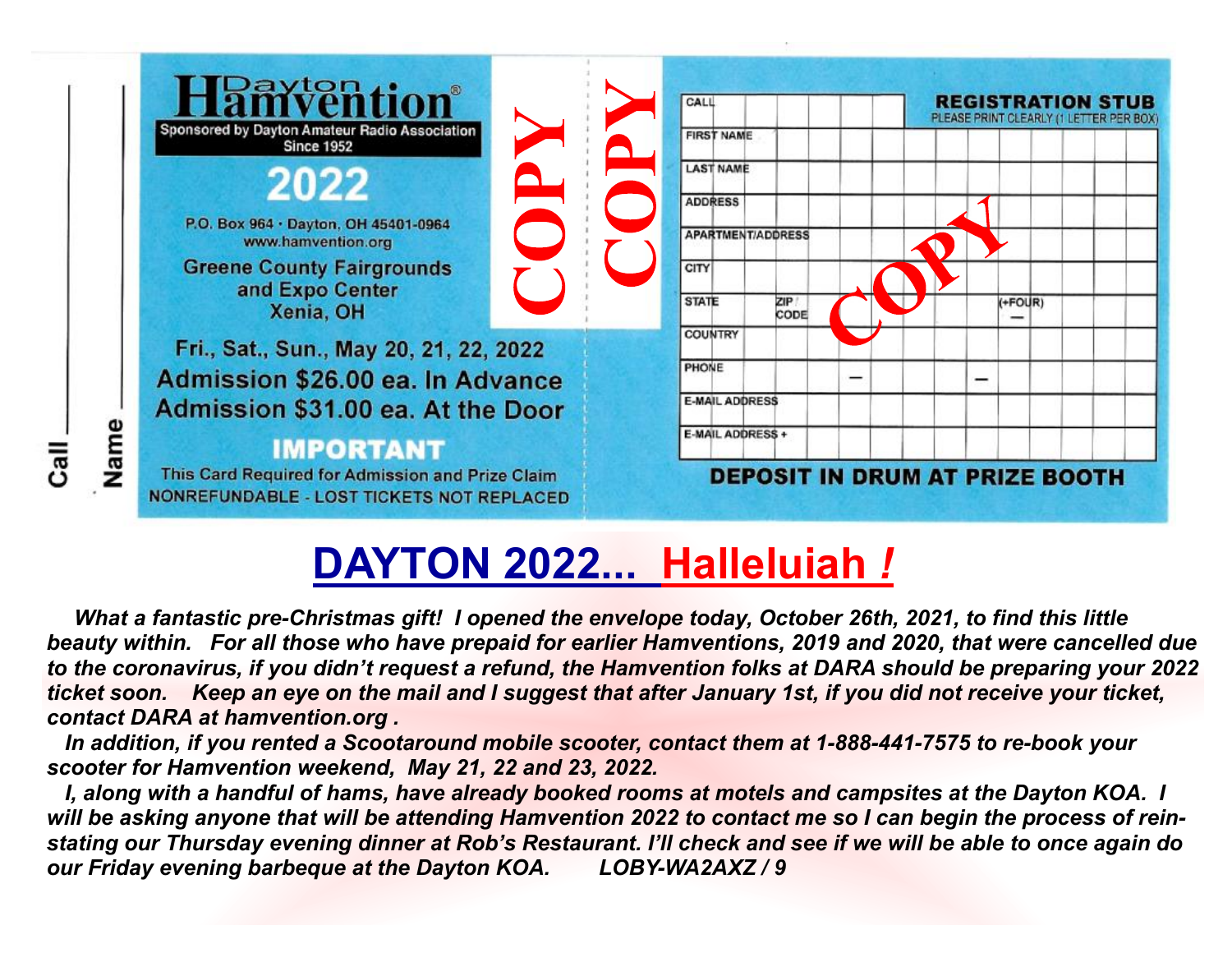Call ________

Name ________

**Dayton Hamvention®**

Sponsored by Dayton Amateur Radio Association
Since 1952

**2022**

P.O. Box 964 · Dayton, OH 45401-0964
www.hamvention.org

Greene County Fairgrounds
and Expo Center
Xenia, OH

Fri., Sat., Sun., May 20, 21, 22, 2022
Admission $26.00 ea. In Advance
Admission $31.00 ea. At the Door

**IMPORTANT**

This Card Required for Admission and Prize Claim
NONREFUNDABLE - LOST TICKETS NOT REPLACED

COPY

COPY

**REGISTRATION STUB**
PLEASE PRINT CLEARLY (1 LETTER PER BOX)

CALL
FIRST NAME
LAST NAME
ADDRESS
APARTMENT/ADDRESS
CITY
STATE ZIP / CODE (+FOUR) —
COUNTRY
PHONE — —
E-MAIL ADDRESS
E-MAIL ADDRESS +

COPY

**DEPOSIT IN DRUM AT PRIZE BOOTH**

# DAYTON 2022... Halleluiah *!*

***What a fantastic pre-Christmas gift! I opened the envelope today, October 26th, 2021, to find this little beauty within. For all those who have prepaid for earlier Hamventions, 2019 and 2020, that were cancelled due to the coronavirus, if you didn't request a refund, the Hamvention folks at DARA should be preparing your 2022 ticket soon. Keep an eye on the mail and I suggest that after January 1st, if you did not receive your ticket, contact DARA at hamvention.org .***

***In addition, if you rented a Scootaround mobile scooter, contact them at 1-888-441-7575 to re-book your scooter for Hamvention weekend, May 21, 22 and 23, 2022.***

***I, along with a handful of hams, have already booked rooms at motels and campsites at the Dayton KOA. I will be asking anyone that will be attending Hamvention 2022 to contact me so I can begin the process of reinstating our Thursday evening dinner at Rob's Restaurant. I'll check and see if we will be able to once again do our Friday evening barbeque at the Dayton KOA. LOBY-WA2AXZ / 9***